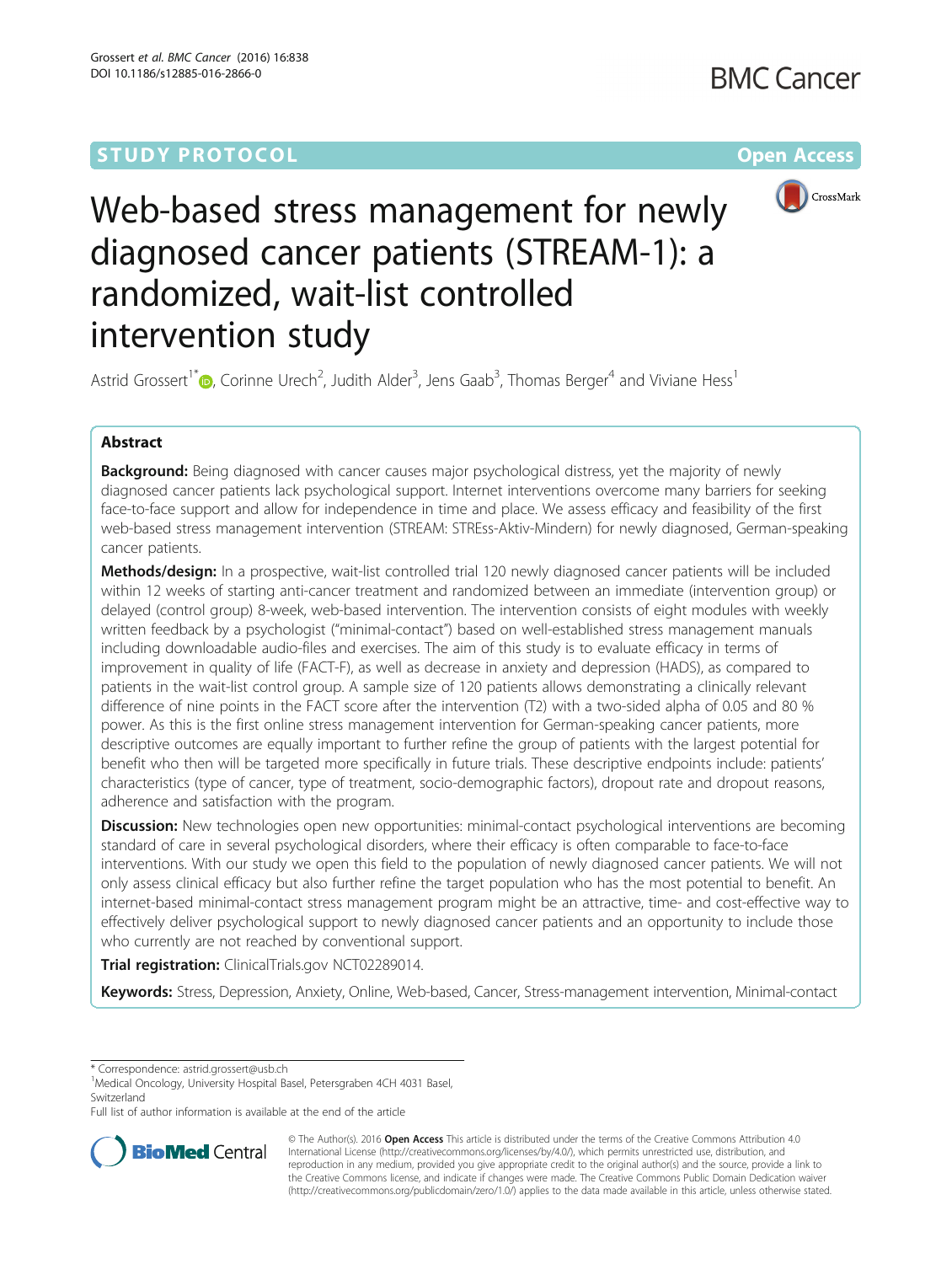# Web-based stress management for newly diagnosed cancer patients (STREAM-1): a randomized, wait-list controlled intervention study

Astrid Grossert[1*], Corinne Urech[2], Judith Alder[3], Jens Gaab[3], Thomas Berger[4] and Viviane Hess[1]

## Abstract

**Background:** Being diagnosed with cancer causes major psychological distress, yet the majority of newly diagnosed cancer patients lack psychological support. Internet interventions overcome many barriers for seeking face-to-face support and allow for independence in time and place. We assess efficacy and feasibility of the first web-based stress management intervention (STREAM: STREss-Aktiv-Mindern) for newly diagnosed, German-speaking cancer patients.

**Methods/design:** In a prospective, wait-list controlled trial 120 newly diagnosed cancer patients will be included within 12 weeks of starting anti-cancer treatment and randomized between an immediate (intervention group) or delayed (control group) 8-week, web-based intervention. The intervention consists of eight modules with weekly written feedback by a psychologist ("minimal-contact") based on well-established stress management manuals including downloadable audio-files and exercises. The aim of this study is to evaluate efficacy in terms of improvement in quality of life (FACT-F), as well as decrease in anxiety and depression (HADS), as compared to patients in the wait-list control group. A sample size of 120 patients allows demonstrating a clinically relevant difference of nine points in the FACT score after the intervention (T2) with a two-sided alpha of 0.05 and 80 % power. As this is the first online stress management intervention for German-speaking cancer patients, more descriptive outcomes are equally important to further refine the group of patients with the largest potential for benefit who then will be targeted more specifically in future trials. These descriptive endpoints include: patients' characteristics (type of cancer, type of treatment, socio-demographic factors), dropout rate and dropout reasons, adherence and satisfaction with the program.

**Discussion:** New technologies open new opportunities: minimal-contact psychological interventions are becoming standard of care in several psychological disorders, where their efficacy is often comparable to face-to-face interventions. With our study we open this field to the population of newly diagnosed cancer patients. We will not only assess clinical efficacy but also further refine the target population who has the most potential to benefit. An internet-based minimal-contact stress management program might be an attractive, time- and cost-effective way to effectively deliver psychological support to newly diagnosed cancer patients and an opportunity to include those who currently are not reached by conventional support.

**Trial registration:** ClinicalTrials.gov NCT02289014.

**Keywords:** Stress, Depression, Anxiety, Online, Web-based, Cancer, Stress-management intervention, Minimal-contact

---

\* Correspondence: astrid.grossert@usb.ch
[1]Medical Oncology, University Hospital Basel, Petersgraben 4CH 4031 Basel, Switzerland
Full list of author information is available at the end of the article

© The Author(s). 2016 **Open Access** This article is distributed under the terms of the Creative Commons Attribution 4.0 International License (http://creativecommons.org/licenses/by/4.0/), which permits unrestricted use, distribution, and reproduction in any medium, provided you give appropriate credit to the original author(s) and the source, provide a link to the Creative Commons license, and indicate if changes were made. The Creative Commons Public Domain Dedication waiver (http://creativecommons.org/publicdomain/zero/1.0/) applies to the data made available in this article, unless otherwise stated.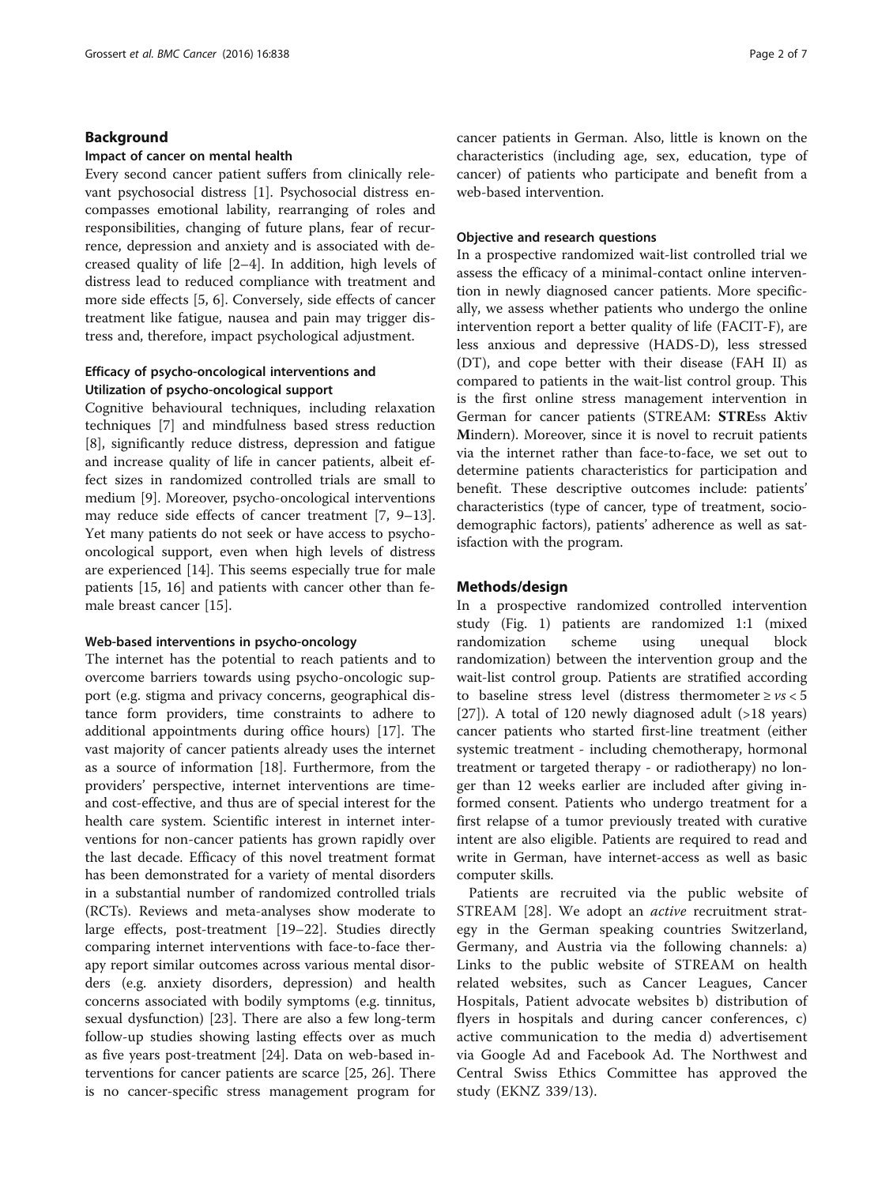## Background

### Impact of cancer on mental health

Every second cancer patient suffers from clinically relevant psychosocial distress [1]. Psychosocial distress encompasses emotional lability, rearranging of roles and responsibilities, changing of future plans, fear of recurrence, depression and anxiety and is associated with decreased quality of life [2–4]. In addition, high levels of distress lead to reduced compliance with treatment and more side effects [5, 6]. Conversely, side effects of cancer treatment like fatigue, nausea and pain may trigger distress and, therefore, impact psychological adjustment.

### Efficacy of psycho-oncological interventions and Utilization of psycho-oncological support

Cognitive behavioural techniques, including relaxation techniques [7] and mindfulness based stress reduction [8], significantly reduce distress, depression and fatigue and increase quality of life in cancer patients, albeit effect sizes in randomized controlled trials are small to medium [9]. Moreover, psycho-oncological interventions may reduce side effects of cancer treatment [7, 9–13]. Yet many patients do not seek or have access to psycho-oncological support, even when high levels of distress are experienced [14]. This seems especially true for male patients [15, 16] and patients with cancer other than female breast cancer [15].

### Web-based interventions in psycho-oncology

The internet has the potential to reach patients and to overcome barriers towards using psycho-oncologic support (e.g. stigma and privacy concerns, geographical distance form providers, time constraints to adhere to additional appointments during office hours) [17]. The vast majority of cancer patients already uses the internet as a source of information [18]. Furthermore, from the providers' perspective, internet interventions are time- and cost-effective, and thus are of special interest for the health care system. Scientific interest in internet interventions for non-cancer patients has grown rapidly over the last decade. Efficacy of this novel treatment format has been demonstrated for a variety of mental disorders in a substantial number of randomized controlled trials (RCTs). Reviews and meta-analyses show moderate to large effects, post-treatment [19–22]. Studies directly comparing internet interventions with face-to-face therapy report similar outcomes across various mental disorders (e.g. anxiety disorders, depression) and health concerns associated with bodily symptoms (e.g. tinnitus, sexual dysfunction) [23]. There are also a few long-term follow-up studies showing lasting effects over as much as five years post-treatment [24]. Data on web-based interventions for cancer patients are scarce [25, 26]. There is no cancer-specific stress management program for cancer patients in German. Also, little is known on the characteristics (including age, sex, education, type of cancer) of patients who participate and benefit from a web-based intervention.

### Objective and research questions

In a prospective randomized wait-list controlled trial we assess the efficacy of a minimal-contact online intervention in newly diagnosed cancer patients. More specifically, we assess whether patients who undergo the online intervention report a better quality of life (FACIT-F), are less anxious and depressive (HADS-D), less stressed (DT), and cope better with their disease (FAH II) as compared to patients in the wait-list control group. This is the first online stress management intervention in German for cancer patients (STREAM: **STRE**ss **A**ktiv **M**indern). Moreover, since it is novel to recruit patients via the internet rather than face-to-face, we set out to determine patients characteristics for participation and benefit. These descriptive outcomes include: patients' characteristics (type of cancer, type of treatment, sociodemographic factors), patients' adherence as well as satisfaction with the program.

## Methods/design

In a prospective randomized controlled intervention study (Fig. 1) patients are randomized 1:1 (mixed randomization scheme using unequal block randomization) between the intervention group and the wait-list control group. Patients are stratified according to baseline stress level (distress thermometer ≥ *vs* < 5 [27]). A total of 120 newly diagnosed adult (>18 years) cancer patients who started first-line treatment (either systemic treatment - including chemotherapy, hormonal treatment or targeted therapy - or radiotherapy) no longer than 12 weeks earlier are included after giving informed consent. Patients who undergo treatment for a first relapse of a tumor previously treated with curative intent are also eligible. Patients are required to read and write in German, have internet-access as well as basic computer skills.

Patients are recruited via the public website of STREAM [28]. We adopt an *active* recruitment strategy in the German speaking countries Switzerland, Germany, and Austria via the following channels: a) Links to the public website of STREAM on health related websites, such as Cancer Leagues, Cancer Hospitals, Patient advocate websites b) distribution of flyers in hospitals and during cancer conferences, c) active communication to the media d) advertisement via Google Ad and Facebook Ad. The Northwest and Central Swiss Ethics Committee has approved the study (EKNZ 339/13).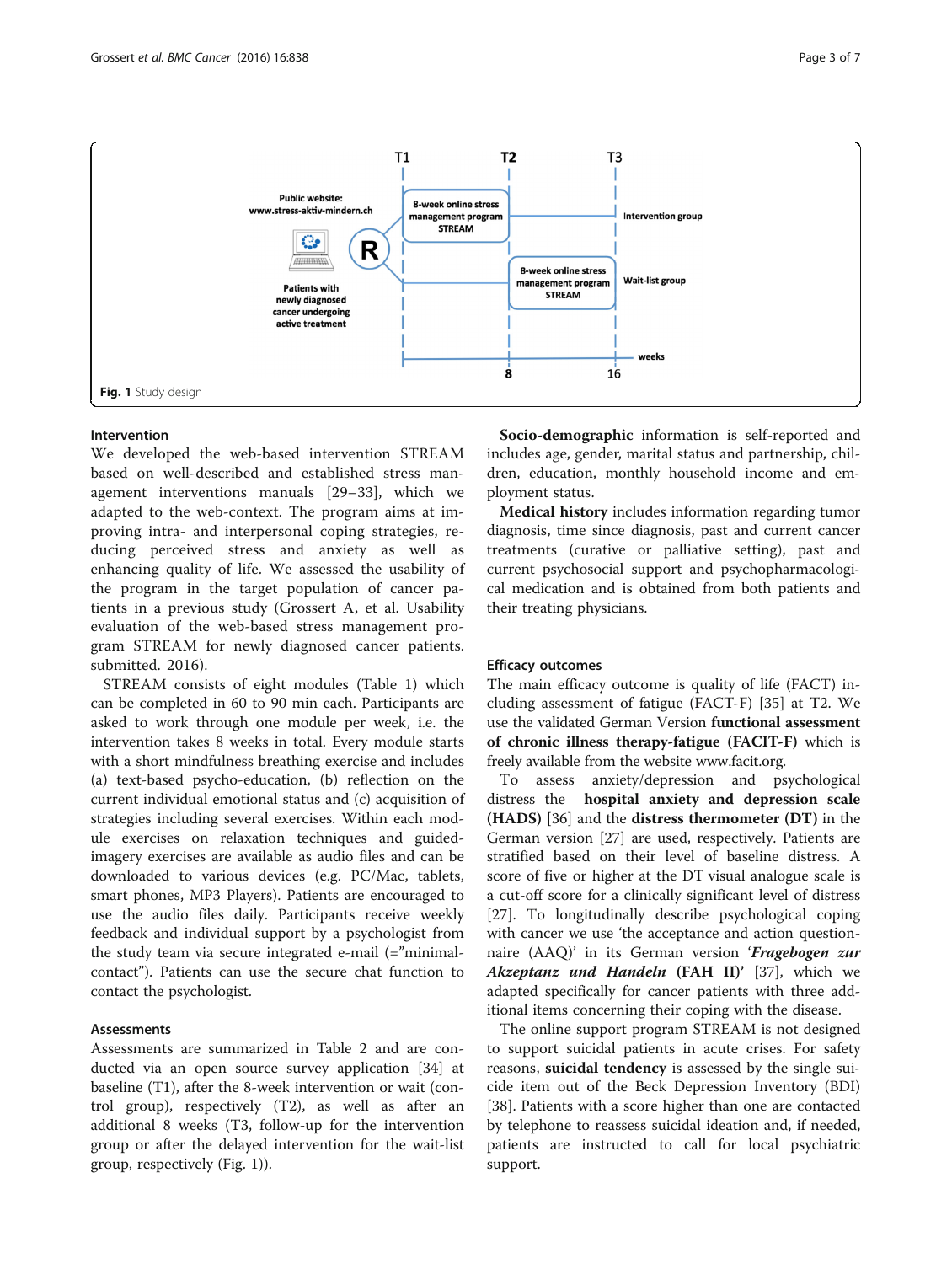Fig. 1 Study design

### Intervention

We developed the web-based intervention STREAM based on well-described and established stress management interventions manuals [29–33], which we adapted to the web-context. The program aims at improving intra- and interpersonal coping strategies, reducing perceived stress and anxiety as well as enhancing quality of life. We assessed the usability of the program in the target population of cancer patients in a previous study (Grossert A, et al. Usability evaluation of the web-based stress management program STREAM for newly diagnosed cancer patients. submitted. 2016).

STREAM consists of eight modules (Table 1) which can be completed in 60 to 90 min each. Participants are asked to work through one module per week, i.e. the intervention takes 8 weeks in total. Every module starts with a short mindfulness breathing exercise and includes (a) text-based psycho-education, (b) reflection on the current individual emotional status and (c) acquisition of strategies including several exercises. Within each module exercises on relaxation techniques and guided-imagery exercises are available as audio files and can be downloaded to various devices (e.g. PC/Mac, tablets, smart phones, MP3 Players). Patients are encouraged to use the audio files daily. Participants receive weekly feedback and individual support by a psychologist from the study team via secure integrated e-mail (="minimal-contact"). Patients can use the secure chat function to contact the psychologist.

### Assessments

Assessments are summarized in Table 2 and are conducted via an open source survey application [34] at baseline (T1), after the 8-week intervention or wait (control group), respectively (T2), as well as after an additional 8 weeks (T3, follow-up for the intervention group or after the delayed intervention for the wait-list group, respectively (Fig. 1)).

**Socio-demographic** information is self-reported and includes age, gender, marital status and partnership, children, education, monthly household income and employment status.

**Medical history** includes information regarding tumor diagnosis, time since diagnosis, past and current cancer treatments (curative or palliative setting), past and current psychosocial support and psychopharmacological medication and is obtained from both patients and their treating physicians.

### Efficacy outcomes

The main efficacy outcome is quality of life (FACT) including assessment of fatigue (FACT-F) [35] at T2. We use the validated German Version **functional assessment of chronic illness therapy-fatigue (FACIT-F)** which is freely available from the website www.facit.org.

To assess anxiety/depression and psychological distress the **hospital anxiety and depression scale (HADS)** [36] and the **distress thermometer (DT)** in the German version [27] are used, respectively. Patients are stratified based on their level of baseline distress. A score of five or higher at the DT visual analogue scale is a cut-off score for a clinically significant level of distress [27]. To longitudinally describe psychological coping with cancer we use 'the acceptance and action questionnaire (AAQ)' in its German version '***Fragebogen zur Akzeptanz und Handeln* (FAH II)'** [37], which we adapted specifically for cancer patients with three additional items concerning their coping with the disease.

The online support program STREAM is not designed to support suicidal patients in acute crises. For safety reasons, **suicidal tendency** is assessed by the single suicide item out of the Beck Depression Inventory (BDI) [38]. Patients with a score higher than one are contacted by telephone to reassess suicidal ideation and, if needed, patients are instructed to call for local psychiatric support.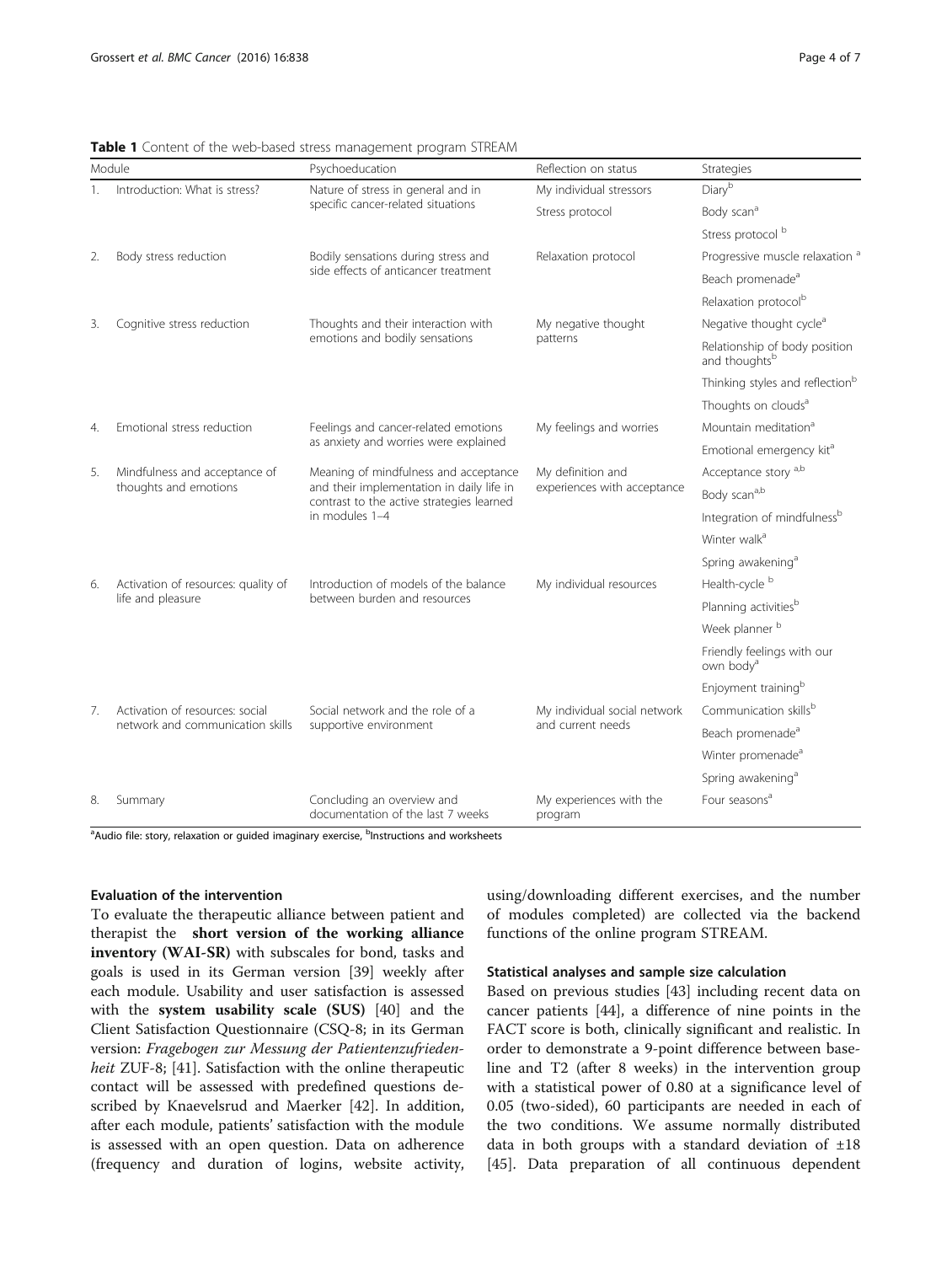**Table 1** Content of the web-based stress management program STREAM

| Module | Psychoeducation | Reflection on status | Strategies |
|---|---|---|---|
| 1. Introduction: What is stress? | Nature of stress in general and in specific cancer-related situations | My individual stressors | Diary[b] |
| | | Stress protocol | Body scan[a] |
| | | | Stress protocol [b] |
| 2. Body stress reduction | Bodily sensations during stress and side effects of anticancer treatment | Relaxation protocol | Progressive muscle relaxation [a] |
| | | | Beach promenade[a] |
| | | | Relaxation protocol[b] |
| 3. Cognitive stress reduction | Thoughts and their interaction with emotions and bodily sensations | My negative thought patterns | Negative thought cycle[a] |
| | | | Relationship of body position and thoughts[b] |
| | | | Thinking styles and reflection[b] |
| | | | Thoughts on clouds[a] |
| 4. Emotional stress reduction | Feelings and cancer-related emotions as anxiety and worries were explained | My feelings and worries | Mountain meditation[a] |
| | | | Emotional emergency kit[a] |
| 5. Mindfulness and acceptance of thoughts and emotions | Meaning of mindfulness and acceptance and their implementation in daily life in contrast to the active strategies learned in modules 1–4 | My definition and experiences with acceptance | Acceptance story [a,b] |
| | | | Body scan[a,b] |
| | | | Integration of mindfulness[b] |
| | | | Winter walk[a] |
| | | | Spring awakening[a] |
| 6. Activation of resources: quality of life and pleasure | Introduction of models of the balance between burden and resources | My individual resources | Health-cycle [b] |
| | | | Planning activities[b] |
| | | | Week planner [b] |
| | | | Friendly feelings with our own body[a] |
| | | | Enjoyment training[b] |
| 7. Activation of resources: social network and communication skills | Social network and the role of a supportive environment | My individual social network and current needs | Communication skills[b] |
| | | | Beach promenade[a] |
| | | | Winter promenade[a] |
| | | | Spring awakening[a] |
| 8. Summary | Concluding an overview and documentation of the last 7 weeks | My experiences with the program | Four seasons[a] |

[a]Audio file: story, relaxation or guided imaginary exercise, [b]Instructions and worksheets

### Evaluation of the intervention

To evaluate the therapeutic alliance between patient and therapist the **short version of the working alliance inventory (WAI-SR)** with subscales for bond, tasks and goals is used in its German version [39] weekly after each module. Usability and user satisfaction is assessed with the **system usability scale (SUS)** [40] and the Client Satisfaction Questionnaire (CSQ-8; in its German version: *Fragebogen zur Messung der Patientenzufriedenheit* ZUF-8; [41]. Satisfaction with the online therapeutic contact will be assessed with predefined questions described by Knaevelsrud and Maerker [42]. In addition, after each module, patients' satisfaction with the module is assessed with an open question. Data on adherence (frequency and duration of logins, website activity, using/downloading different exercises, and the number of modules completed) are collected via the backend functions of the online program STREAM.

### Statistical analyses and sample size calculation

Based on previous studies [43] including recent data on cancer patients [44], a difference of nine points in the FACT score is both, clinically significant and realistic. In order to demonstrate a 9-point difference between baseline and T2 (after 8 weeks) in the intervention group with a statistical power of 0.80 at a significance level of 0.05 (two-sided), 60 participants are needed in each of the two conditions. We assume normally distributed data in both groups with a standard deviation of ±18 [45]. Data preparation of all continuous dependent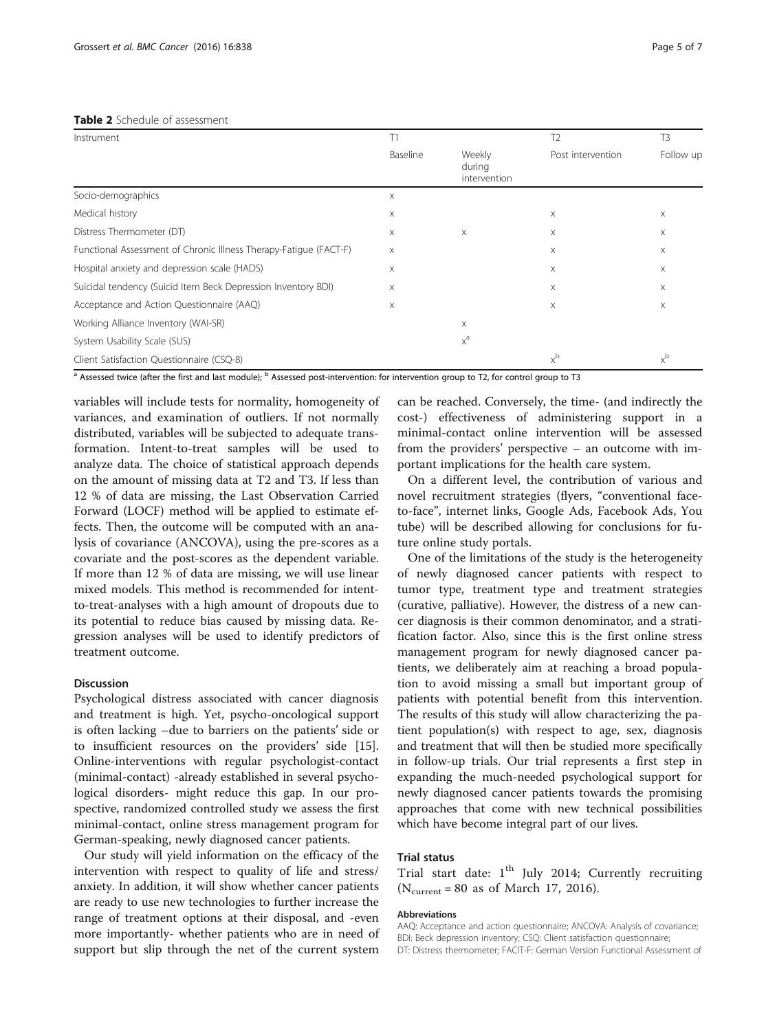**Table 2** Schedule of assessment

| Instrument | T1 | | T2 | T3 |
|---|---|---|---|---|
| | Baseline | Weekly during intervention | Post intervention | Follow up |
| Socio-demographics | x | | | |
| Medical history | x | | x | x |
| Distress Thermometer (DT) | x | x | x | x |
| Functional Assessment of Chronic Illness Therapy-Fatigue (FACT-F) | x | | x | x |
| Hospital anxiety and depression scale (HADS) | x | | x | x |
| Suicidal tendency (Suicid Item Beck Depression Inventory BDI) | x | | x | x |
| Acceptance and Action Questionnaire (AAQ) | x | | x | x |
| Working Alliance Inventory (WAI-SR) | | x | | |
| System Usability Scale (SUS) | | x[a] | | |
| Client Satisfaction Questionnaire (CSQ-8) | | | x[b] | x[b] |

[a] Assessed twice (after the first and last module); [b] Assessed post-intervention: for intervention group to T2, for control group to T3

variables will include tests for normality, homogeneity of variances, and examination of outliers. If not normally distributed, variables will be subjected to adequate transformation. Intent-to-treat samples will be used to analyze data. The choice of statistical approach depends on the amount of missing data at T2 and T3. If less than 12 % of data are missing, the Last Observation Carried Forward (LOCF) method will be applied to estimate effects. Then, the outcome will be computed with an analysis of covariance (ANCOVA), using the pre-scores as a covariate and the post-scores as the dependent variable. If more than 12 % of data are missing, we will use linear mixed models. This method is recommended for intent-to-treat-analyses with a high amount of dropouts due to its potential to reduce bias caused by missing data. Regression analyses will be used to identify predictors of treatment outcome.

## Discussion

Psychological distress associated with cancer diagnosis and treatment is high. Yet, psycho-oncological support is often lacking –due to barriers on the patients' side or to insufficient resources on the providers' side [15]. Online-interventions with regular psychologist-contact (minimal-contact) -already established in several psychological disorders- might reduce this gap. In our prospective, randomized controlled study we assess the first minimal-contact, online stress management program for German-speaking, newly diagnosed cancer patients.

Our study will yield information on the efficacy of the intervention with respect to quality of life and stress/anxiety. In addition, it will show whether cancer patients are ready to use new technologies to further increase the range of treatment options at their disposal, and -even more importantly- whether patients who are in need of support but slip through the net of the current system can be reached. Conversely, the time- (and indirectly the cost-) effectiveness of administering support in a minimal-contact online intervention will be assessed from the providers' perspective – an outcome with important implications for the health care system.

On a different level, the contribution of various and novel recruitment strategies (flyers, "conventional face-to-face", internet links, Google Ads, Facebook Ads, You tube) will be described allowing for conclusions for future online study portals.

One of the limitations of the study is the heterogeneity of newly diagnosed cancer patients with respect to tumor type, treatment type and treatment strategies (curative, palliative). However, the distress of a new cancer diagnosis is their common denominator, and a stratification factor. Also, since this is the first online stress management program for newly diagnosed cancer patients, we deliberately aim at reaching a broad population to avoid missing a small but important group of patients with potential benefit from this intervention. The results of this study will allow characterizing the patient population(s) with respect to age, sex, diagnosis and treatment that will then be studied more specifically in follow-up trials. Our trial represents a first step in expanding the much-needed psychological support for newly diagnosed cancer patients towards the promising approaches that come with new technical possibilities which have become integral part of our lives.

## Trial status

Trial start date: 1[th] July 2014; Currently recruiting ($N_{current} = 80$ as of March 17, 2016).

### Abbreviations

AAQ: Acceptance and action questionnaire; ANCOVA: Analysis of covariance; BDI: Beck depression inventory; CSQ: Client satisfaction questionnaire; DT: Distress thermometer; FACIT-F: German Version Functional Assessment of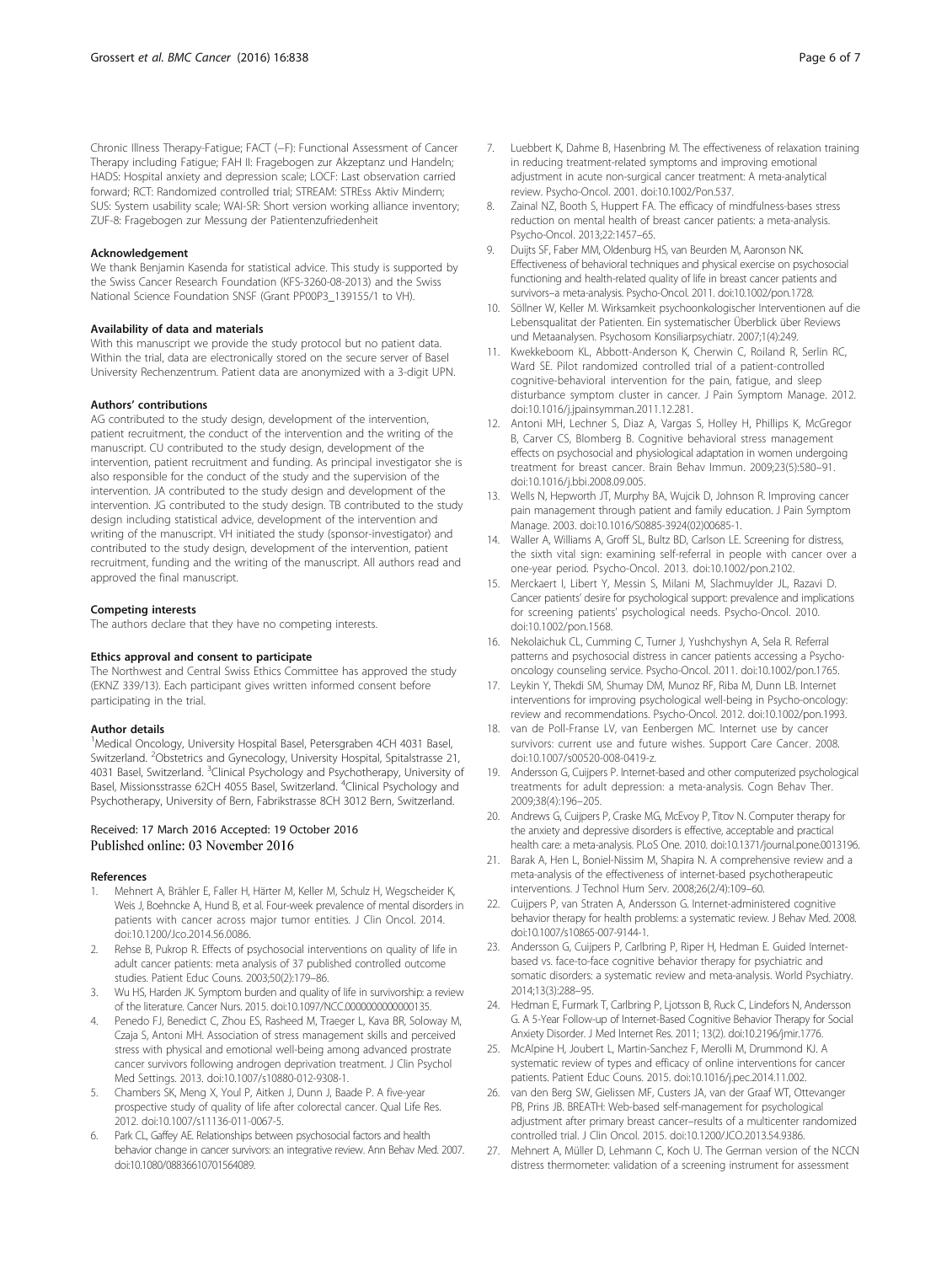Chronic Illness Therapy-Fatigue; FACT (−F): Functional Assessment of Cancer Therapy including Fatigue; FAH II: Fragebogen zur Akzeptanz und Handeln; HADS: Hospital anxiety and depression scale; LOCF: Last observation carried forward; RCT: Randomized controlled trial; STREAM: STREss Aktiv Mindern; SUS: System usability scale; WAI-SR: Short version working alliance inventory; ZUF-8: Fragebogen zur Messung der Patientenzufriedenheit

#### Acknowledgement

We thank Benjamin Kasenda for statistical advice. This study is supported by the Swiss Cancer Research Foundation (KFS-3260-08-2013) and the Swiss National Science Foundation SNSF (Grant PP00P3_139155/1 to VH).

#### Availability of data and materials

With this manuscript we provide the study protocol but no patient data. Within the trial, data are electronically stored on the secure server of Basel University Rechenzentrum. Patient data are anonymized with a 3-digit UPN.

#### Authors' contributions

AG contributed to the study design, development of the intervention, patient recruitment, the conduct of the intervention and the writing of the manuscript. CU contributed to the study design, development of the intervention, patient recruitment and funding. As principal investigator she is also responsible for the conduct of the study and the supervision of the intervention. JA contributed to the study design and development of the intervention. JG contributed to the study design. TB contributed to the study design including statistical advice, development of the intervention and writing of the manuscript. VH initiated the study (sponsor-investigator) and contributed to the study design, development of the intervention, patient recruitment, funding and the writing of the manuscript. All authors read and approved the final manuscript.

#### Competing interests

The authors declare that they have no competing interests.

#### Ethics approval and consent to participate

The Northwest and Central Swiss Ethics Committee has approved the study (EKNZ 339/13). Each participant gives written informed consent before participating in the trial.

#### Author details

[1]Medical Oncology, University Hospital Basel, Petersgraben 4CH 4031 Basel, Switzerland. [2]Obstetrics and Gynecology, University Hospital, Spitalstrasse 21, 4031 Basel, Switzerland. [3]Clinical Psychology and Psychotherapy, University of Basel, Missionsstrasse 62CH 4055 Basel, Switzerland. [4]Clinical Psychology and Psychotherapy, University of Bern, Fabrikstrasse 8CH 3012 Bern, Switzerland.

Received: 17 March 2016 Accepted: 19 October 2016
Published online: 03 November 2016

#### References

1. Mehnert A, Brähler E, Faller H, Härter M, Keller M, Schulz H, Wegscheider K, Weis J, Boehncke A, Hund B, et al. Four-week prevalence of mental disorders in patients with cancer across major tumor entities. J Clin Oncol. 2014. doi:10.1200/Jco.2014.56.0086.
2. Rehse B, Pukrop R. Effects of psychosocial interventions on quality of life in adult cancer patients: meta analysis of 37 published controlled outcome studies. Patient Educ Couns. 2003;50(2):179–86.
3. Wu HS, Harden JK. Symptom burden and quality of life in survivorship: a review of the literature. Cancer Nurs. 2015. doi:10.1097/NCC.0000000000000135.
4. Penedo FJ, Benedict C, Zhou ES, Rasheed M, Traeger L, Kava BR, Soloway M, Czaja S, Antoni MH. Association of stress management skills and perceived stress with physical and emotional well-being among advanced prostrate cancer survivors following androgen deprivation treatment. J Clin Psychol Med Settings. 2013. doi:10.1007/s10880-012-9308-1.
5. Chambers SK, Meng X, Youl P, Aitken J, Dunn J, Baade P. A five-year prospective study of quality of life after colorectal cancer. Qual Life Res. 2012. doi:10.1007/s11136-011-0067-5.
6. Park CL, Gaffey AE. Relationships between psychosocial factors and health behavior change in cancer survivors: an integrative review. Ann Behav Med. 2007. doi:10.1080/08836610701564089.
7. Luebbert K, Dahme B, Hasenbring M. The effectiveness of relaxation training in reducing treatment-related symptoms and improving emotional adjustment in acute non-surgical cancer treatment: A meta-analytical review. Psycho-Oncol. 2001. doi:10.1002/Pon.537.
8. Zainal NZ, Booth S, Huppert FA. The efficacy of mindfulness-bases stress reduction on mental health of breast cancer patients: a meta-analysis. Psycho-Oncol. 2013;22:1457–65.
9. Duijts SF, Faber MM, Oldenburg HS, van Beurden M, Aaronson NK. Effectiveness of behavioral techniques and physical exercise on psychosocial functioning and health-related quality of life in breast cancer patients and survivors–a meta-analysis. Psycho-Oncol. 2011. doi:10.1002/pon.1728.
10. Söllner W, Keller M. Wirksamkeit psychoonkologischer Interventionen auf die Lebensqualitat der Patienten. Ein systematischer Überblick über Reviews und Metaanalysen. Psychosom Konsiliarpsychiatr. 2007;1(4):249.
11. Kwekkeboom KL, Abbott-Anderson K, Cherwin C, Roiland R, Serlin RC, Ward SE. Pilot randomized controlled trial of a patient-controlled cognitive-behavioral intervention for the pain, fatigue, and sleep disturbance symptom cluster in cancer. J Pain Symptom Manage. 2012. doi:10.1016/j.jpainsymman.2011.12.281.
12. Antoni MH, Lechner S, Diaz A, Vargas S, Holley H, Phillips K, McGregor B, Carver CS, Blomberg B. Cognitive behavioral stress management effects on psychosocial and physiological adaptation in women undergoing treatment for breast cancer. Brain Behav Immun. 2009;23(5):580–91. doi:10.1016/j.bbi.2008.09.005.
13. Wells N, Hepworth JT, Murphy BA, Wujcik D, Johnson R. Improving cancer pain management through patient and family education. J Pain Symptom Manage. 2003. doi:10.1016/S0885-3924(02)00685-1.
14. Waller A, Williams A, Groff SL, Bultz BD, Carlson LE. Screening for distress, the sixth vital sign: examining self-referral in people with cancer over a one-year period. Psycho-Oncol. 2013. doi:10.1002/pon.2102.
15. Merckaert I, Libert Y, Messin S, Milani M, Slachmuylder JL, Razavi D. Cancer patients' desire for psychological support: prevalence and implications for screening patients' psychological needs. Psycho-Oncol. 2010. doi:10.1002/pon.1568.
16. Nekolaichuk CL, Cumming C, Turner J, Yushchyshyn A, Sela R. Referral patterns and psychosocial distress in cancer patients accessing a Psycho-oncology counseling service. Psycho-Oncol. 2011. doi:10.1002/pon.1765.
17. Leykin Y, Thekdi SM, Shumay DM, Munoz RF, Riba M, Dunn LB. Internet interventions for improving psychological well-being in Psycho-oncology: review and recommendations. Psycho-Oncol. 2012. doi:10.1002/pon.1993.
18. van de Poll-Franse LV, van Eenbergen MC. Internet use by cancer survivors: current use and future wishes. Support Care Cancer. 2008. doi:10.1007/s00520-008-0419-z.
19. Andersson G, Cuijpers P. Internet-based and other computerized psychological treatments for adult depression: a meta-analysis. Cogn Behav Ther. 2009;38(4):196–205.
20. Andrews G, Cuijpers P, Craske MG, McEvoy P, Titov N. Computer therapy for the anxiety and depressive disorders is effective, acceptable and practical health care: a meta-analysis. PLoS One. 2010. doi:10.1371/journal.pone.0013196.
21. Barak A, Hen L, Boniel-Nissim M, Shapira N. A comprehensive review and a meta-analysis of the effectiveness of internet-based psychotherapeutic interventions. J Technol Hum Serv. 2008;26(2/4):109–60.
22. Cuijpers P, van Straten A, Andersson G. Internet-administered cognitive behavior therapy for health problems: a systematic review. J Behav Med. 2008. doi:10.1007/s10865-007-9144-1.
23. Andersson G, Cuijpers P, Carlbring P, Riper H, Hedman E. Guided Internet-based vs. face-to-face cognitive behavior therapy for psychiatric and somatic disorders: a systematic review and meta-analysis. World Psychiatry. 2014;13(3):288–95.
24. Hedman E, Furmark T, Carlbring P, Ljotsson B, Ruck C, Lindefors N, Andersson G. A 5-Year Follow-up of Internet-Based Cognitive Behavior Therapy for Social Anxiety Disorder. J Med Internet Res. 2011; 13(2). doi:10.2196/jmir.1776.
25. McAlpine H, Joubert L, Martin-Sanchez F, Merolli M, Drummond KJ. A systematic review of types and efficacy of online interventions for cancer patients. Patient Educ Couns. 2015. doi:10.1016/j.pec.2014.11.002.
26. van den Berg SW, Gielissen MF, Custers JA, van der Graaf WT, Ottevanger PB, Prins JB. BREATH: Web-based self-management for psychological adjustment after primary breast cancer–results of a multicenter randomized controlled trial. J Clin Oncol. 2015. doi:10.1200/JCO.2013.54.9386.
27. Mehnert A, Müller D, Lehmann C, Koch U. The German version of the NCCN distress thermometer: validation of a screening instrument for assessment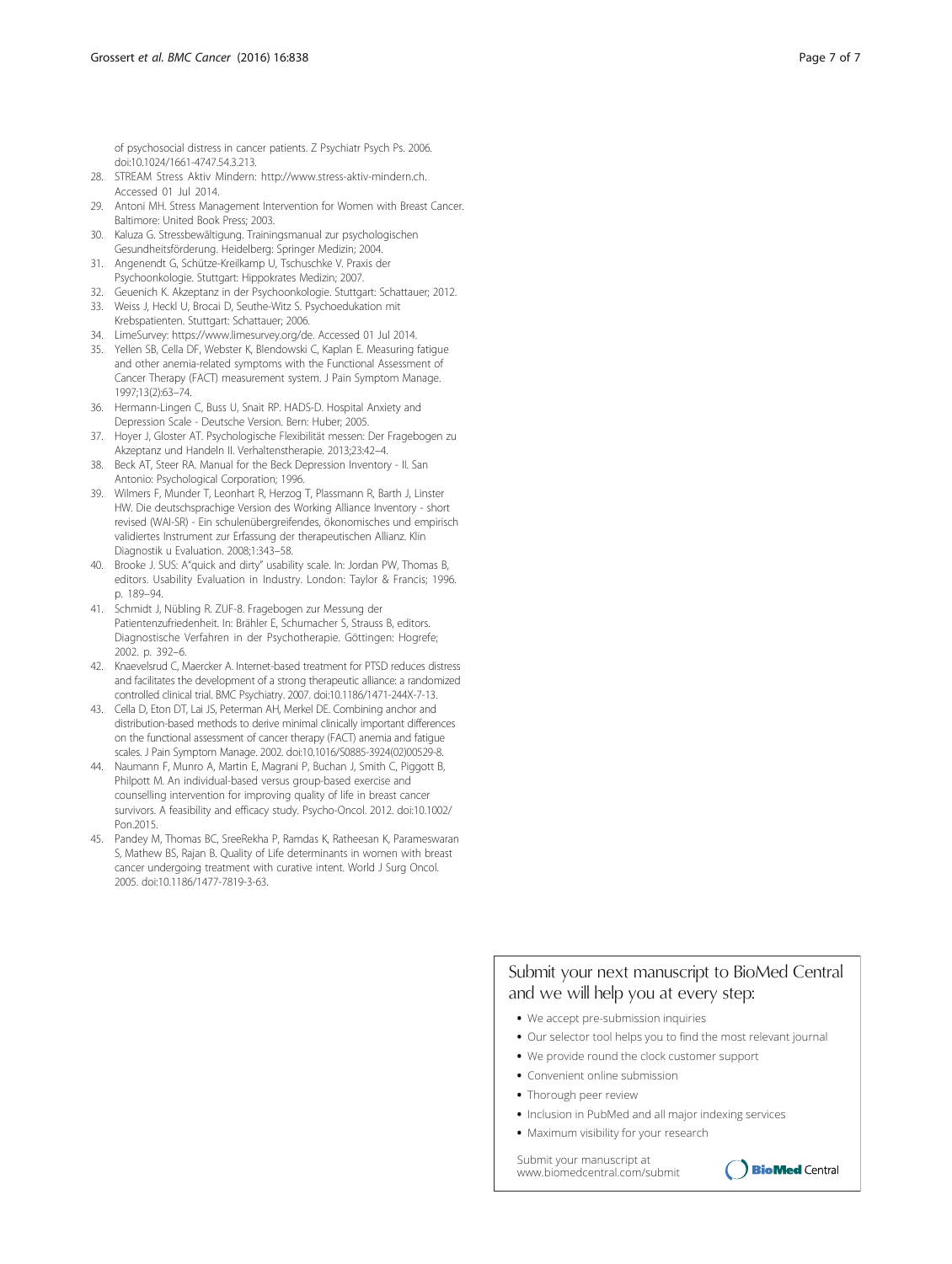of psychosocial distress in cancer patients. Z Psychiatr Psych Ps. 2006. doi:10.1024/1661-4747.54.3.213.

28. STREAM Stress Aktiv Mindern: http://www.stress-aktiv-mindern.ch. Accessed 01 Jul 2014.
29. Antoni MH. Stress Management Intervention for Women with Breast Cancer. Baltimore: United Book Press; 2003.
30. Kaluza G. Stressbewältigung. Trainingsmanual zur psychologischen Gesundheitsförderung. Heidelberg: Springer Medizin; 2004.
31. Angenendt G, Schütze-Kreilkamp U, Tschuschke V. Praxis der Psychoonkologie. Stuttgart: Hippokrates Medizin; 2007.
32. Geuenich K. Akzeptanz in der Psychoonkologie. Stuttgart: Schattauer; 2012.
33. Weiss J, Heckl U, Brocai D, Seuthe-Witz S. Psychoedukation mit Krebspatienten. Stuttgart: Schattauer; 2006.
34. LimeSurvey: https://www.limesurvey.org/de. Accessed 01 Jul 2014.
35. Yellen SB, Cella DF, Webster K, Blendowski C, Kaplan E. Measuring fatigue and other anemia-related symptoms with the Functional Assessment of Cancer Therapy (FACT) measurement system. J Pain Symptom Manage. 1997;13(2):63–74.
36. Hermann-Lingen C, Buss U, Snait RP. HADS-D. Hospital Anxiety and Depression Scale - Deutsche Version. Bern: Huber; 2005.
37. Hoyer J, Gloster AT. Psychologische Flexibilität messen: Der Fragebogen zu Akzeptanz und Handeln II. Verhaltenstherapie. 2013;23:42–4.
38. Beck AT, Steer RA. Manual for the Beck Depression Inventory - II. San Antonio: Psychological Corporation; 1996.
39. Wilmers F, Munder T, Leonhart R, Herzog T, Plassmann R, Barth J, Linster HW. Die deutschsprachige Version des Working Alliance Inventory - short revised (WAI-SR) - Ein schulenübergreifendes, ökonomisches und empirisch validiertes Instrument zur Erfassung der therapeutischen Allianz. Klin Diagnostik u Evaluation. 2008;1:343–58.
40. Brooke J. SUS: A"quick and dirty" usability scale. In: Jordan PW, Thomas B, editors. Usability Evaluation in Industry. London: Taylor & Francis; 1996. p. 189–94.
41. Schmidt J, Nübling R. ZUF-8. Fragebogen zur Messung der Patientenzufriedenheit. In: Brähler E, Schumacher S, Strauss B, editors. Diagnostische Verfahren in der Psychotherapie. Göttingen: Hogrefe; 2002. p. 392–6.
42. Knaevelsrud C, Maercker A. Internet-based treatment for PTSD reduces distress and facilitates the development of a strong therapeutic alliance: a randomized controlled clinical trial. BMC Psychiatry. 2007. doi:10.1186/1471-244X-7-13.
43. Cella D, Eton DT, Lai JS, Peterman AH, Merkel DE. Combining anchor and distribution-based methods to derive minimal clinically important differences on the functional assessment of cancer therapy (FACT) anemia and fatigue scales. J Pain Symptom Manage. 2002. doi:10.1016/S0885-3924(02)00529-8.
44. Naumann F, Munro A, Martin E, Magrani P, Buchan J, Smith C, Piggott B, Philpott M. An individual-based versus group-based exercise and counselling intervention for improving quality of life in breast cancer survivors. A feasibility and efficacy study. Psycho-Oncol. 2012. doi:10.1002/Pon.2015.
45. Pandey M, Thomas BC, SreeRekha P, Ramdas K, Ratheesan K, Parameswaran S, Mathew BS, Rajan B. Quality of Life determinants in women with breast cancer undergoing treatment with curative intent. World J Surg Oncol. 2005. doi:10.1186/1477-7819-3-63.

Submit your next manuscript to BioMed Central and we will help you at every step:

- We accept pre-submission inquiries
- Our selector tool helps you to find the most relevant journal
- We provide round the clock customer support
- Convenient online submission
- Thorough peer review
- Inclusion in PubMed and all major indexing services
- Maximum visibility for your research

Submit your manuscript at www.biomedcentral.com/submit

BioMed Central